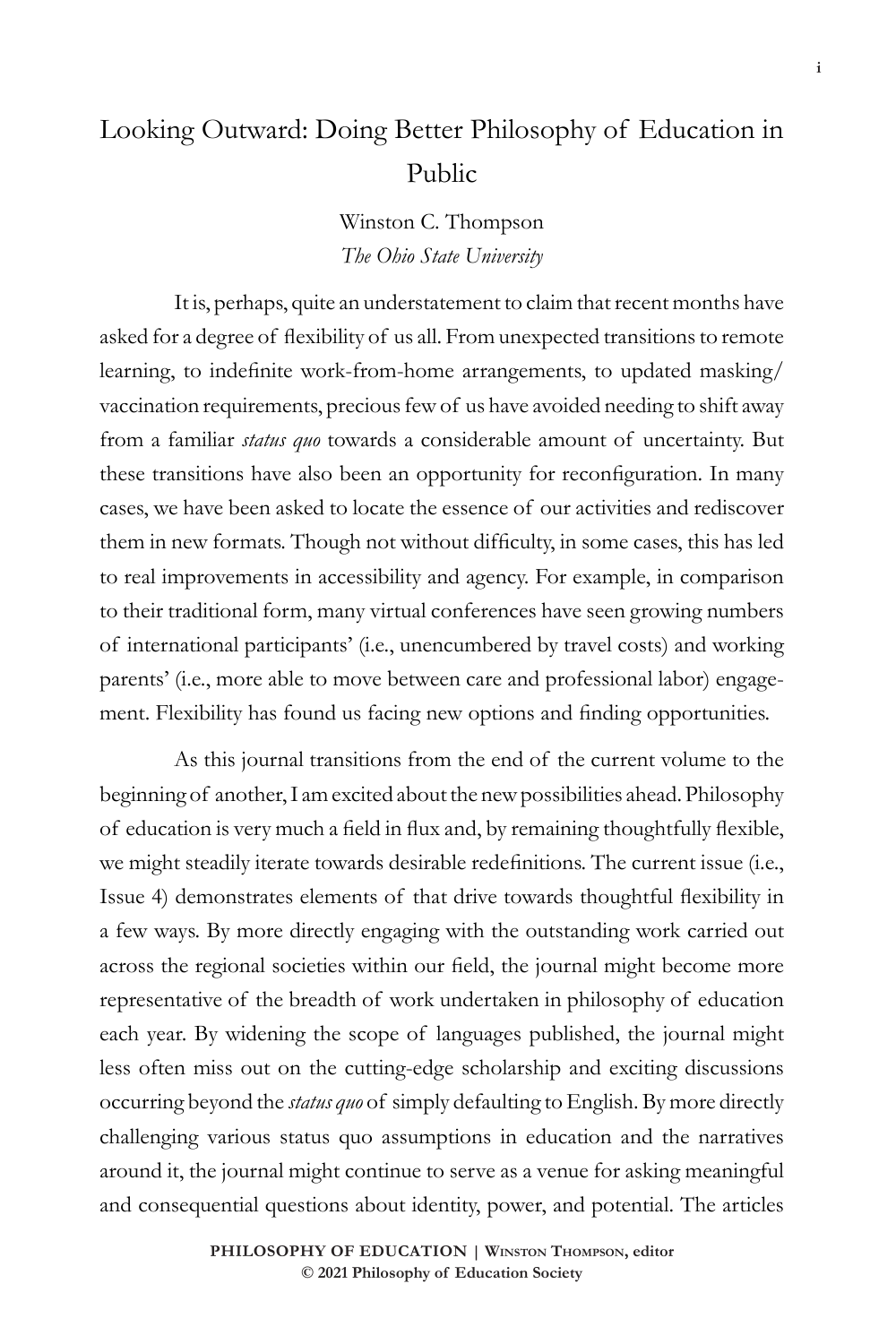# Looking Outward: Doing Better Philosophy of Education in Public

Winston C. Thompson
*The Ohio State University*

It is, perhaps, quite an understatement to claim that recent months have asked for a degree of flexibility of us all. From unexpected transitions to remote learning, to indefinite work-from-home arrangements, to updated masking/vaccination requirements, precious few of us have avoided needing to shift away from a familiar *status quo* towards a considerable amount of uncertainty. But these transitions have also been an opportunity for reconfiguration. In many cases, we have been asked to locate the essence of our activities and rediscover them in new formats. Though not without difficulty, in some cases, this has led to real improvements in accessibility and agency. For example, in comparison to their traditional form, many virtual conferences have seen growing numbers of international participants' (i.e., unencumbered by travel costs) and working parents' (i.e., more able to move between care and professional labor) engagement. Flexibility has found us facing new options and finding opportunities.

As this journal transitions from the end of the current volume to the beginning of another, I am excited about the new possibilities ahead. Philosophy of education is very much a field in flux and, by remaining thoughtfully flexible, we might steadily iterate towards desirable redefinitions. The current issue (i.e., Issue 4) demonstrates elements of that drive towards thoughtful flexibility in a few ways. By more directly engaging with the outstanding work carried out across the regional societies within our field, the journal might become more representative of the breadth of work undertaken in philosophy of education each year. By widening the scope of languages published, the journal might less often miss out on the cutting-edge scholarship and exciting discussions occurring beyond the *status quo* of simply defaulting to English. By more directly challenging various status quo assumptions in education and the narratives around it, the journal might continue to serve as a venue for asking meaningful and consequential questions about identity, power, and potential. The articles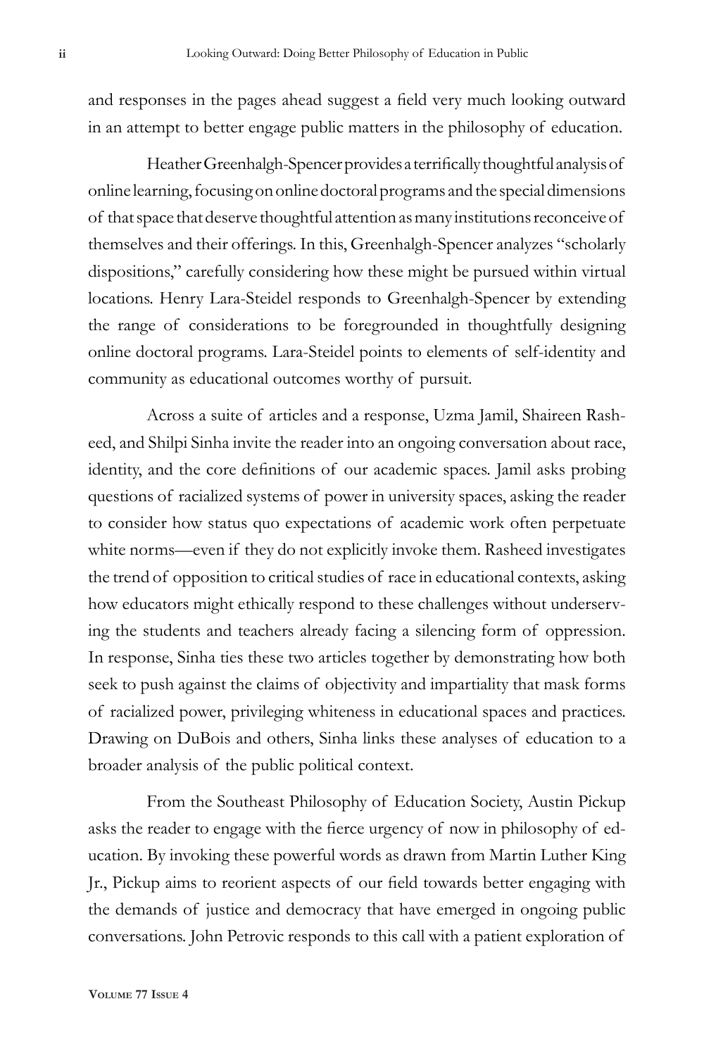and responses in the pages ahead suggest a field very much looking outward in an attempt to better engage public matters in the philosophy of education.

Heather Greenhalgh-Spencer provides a terrifically thoughtful analysis of online learning, focusing on online doctoral programs and the special dimensions of that space that deserve thoughtful attention as many institutions reconceive of themselves and their offerings. In this, Greenhalgh-Spencer analyzes "scholarly dispositions," carefully considering how these might be pursued within virtual locations. Henry Lara-Steidel responds to Greenhalgh-Spencer by extending the range of considerations to be foregrounded in thoughtfully designing online doctoral programs. Lara-Steidel points to elements of self-identity and community as educational outcomes worthy of pursuit.

Across a suite of articles and a response, Uzma Jamil, Shaireen Rasheed, and Shilpi Sinha invite the reader into an ongoing conversation about race, identity, and the core definitions of our academic spaces. Jamil asks probing questions of racialized systems of power in university spaces, asking the reader to consider how status quo expectations of academic work often perpetuate white norms—even if they do not explicitly invoke them. Rasheed investigates the trend of opposition to critical studies of race in educational contexts, asking how educators might ethically respond to these challenges without underserving the students and teachers already facing a silencing form of oppression. In response, Sinha ties these two articles together by demonstrating how both seek to push against the claims of objectivity and impartiality that mask forms of racialized power, privileging whiteness in educational spaces and practices. Drawing on DuBois and others, Sinha links these analyses of education to a broader analysis of the public political context.

From the Southeast Philosophy of Education Society, Austin Pickup asks the reader to engage with the fierce urgency of now in philosophy of education. By invoking these powerful words as drawn from Martin Luther King Jr., Pickup aims to reorient aspects of our field towards better engaging with the demands of justice and democracy that have emerged in ongoing public conversations. John Petrovic responds to this call with a patient exploration of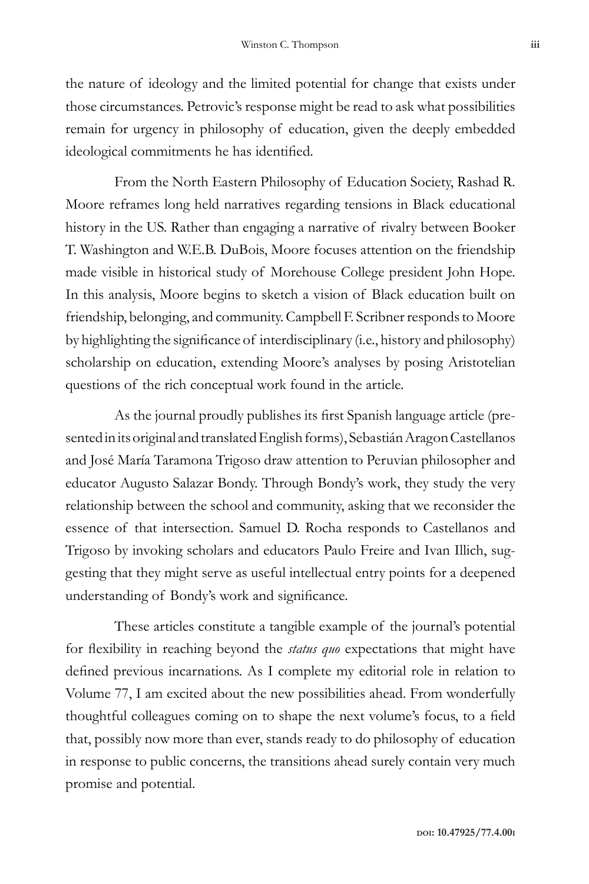the nature of ideology and the limited potential for change that exists under those circumstances. Petrovic's response might be read to ask what possibilities remain for urgency in philosophy of education, given the deeply embedded ideological commitments he has identified.

From the North Eastern Philosophy of Education Society, Rashad R. Moore reframes long held narratives regarding tensions in Black educational history in the US. Rather than engaging a narrative of rivalry between Booker T. Washington and W.E.B. DuBois, Moore focuses attention on the friendship made visible in historical study of Morehouse College president John Hope. In this analysis, Moore begins to sketch a vision of Black education built on friendship, belonging, and community. Campbell F. Scribner responds to Moore by highlighting the significance of interdisciplinary (i.e., history and philosophy) scholarship on education, extending Moore's analyses by posing Aristotelian questions of the rich conceptual work found in the article.

As the journal proudly publishes its first Spanish language article (presented in its original and translated English forms), Sebastián Aragon Castellanos and José María Taramona Trigoso draw attention to Peruvian philosopher and educator Augusto Salazar Bondy. Through Bondy's work, they study the very relationship between the school and community, asking that we reconsider the essence of that intersection. Samuel D. Rocha responds to Castellanos and Trigoso by invoking scholars and educators Paulo Freire and Ivan Illich, suggesting that they might serve as useful intellectual entry points for a deepened understanding of Bondy's work and significance.

These articles constitute a tangible example of the journal's potential for flexibility in reaching beyond the *status quo* expectations that might have defined previous incarnations. As I complete my editorial role in relation to Volume 77, I am excited about the new possibilities ahead. From wonderfully thoughtful colleagues coming on to shape the next volume's focus, to a field that, possibly now more than ever, stands ready to do philosophy of education in response to public concerns, the transitions ahead surely contain very much promise and potential.